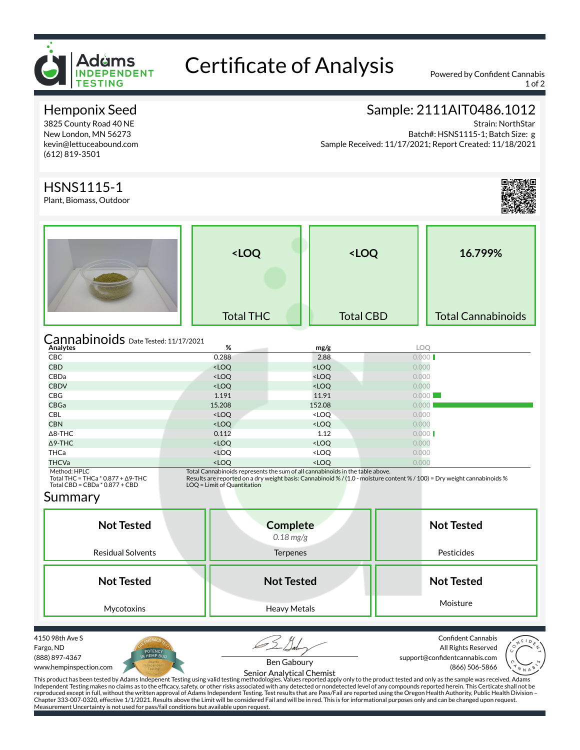# Certificate of Analysis

Powered by Confident Cannabis

## Hemponix Seed

3825 County Road 40 NE
New London, MN 56273
kevin@lettuceabound.com
(612) 819-3501

## Sample: 2111AIT0486.1012

Strain: NorthStar
Batch#: HSNS1115-1; Batch Size: g
Sample Received: 11/17/2021; Report Created: 11/18/2021

## HSNS1115-1

Plant, Biomass, Outdoor

| Total THC | Total CBD | Total Cannabinoids |
|---|---|---|
| <LOQ | <LOQ | 16.799% |

## Cannabinoids

Date Tested: 11/17/2021

| Analytes | % | mg/g | LOQ |
|---|---|---|---|
| CBC | 0.288 | 2.88 | 0.000 |
| CBD | <LOQ | <LOQ | 0.000 |
| CBDa | <LOQ | <LOQ | 0.000 |
| CBDV | <LOQ | <LOQ | 0.000 |
| CBG | 1.191 | 11.91 | 0.000 |
| CBGa | 15.208 | 152.08 | 0.000 |
| CBL | <LOQ | <LOQ | 0.000 |
| CBN | <LOQ | <LOQ | 0.000 |
| Δ8-THC | 0.112 | 1.12 | 0.000 |
| Δ9-THC | <LOQ | <LOQ | 0.000 |
| THCa | <LOQ | <LOQ | 0.000 |
| THCVa | <LOQ | <LOQ | 0.000 |

Method: HPLC
Total THC = THCa * 0.877 + Δ9-THC
Total CBD = CBDa * 0.877 + CBD

Total Cannabinoids represents the sum of all cannabinoids in the table above.
Results are reported on a dry weight basis: Cannabinoid % / (1.0 - moisture content % / 100) = Dry weight cannabinoids %
LOQ = Limit of Quantitation

## Summary

| Residual Solvents | Terpenes | Pesticides |
|---|---|---|
| Not Tested | Complete *0.18 mg/g* | Not Tested |

| Mycotoxins | Heavy Metals | Moisture |
|---|---|---|
| Not Tested | Not Tested | Not Tested |

4150 98th Ave S
Fargo, ND
(888) 897-4367
www.hempinspection.com

Ben Gaboury
Senior Analytical Chemist

Confident Cannabis
All Rights Reserved
support@confidentcannabis.com
(866) 506-5866

This product has been tested by Adams Indepenent Testing using valid testing methodologies. Values reported apply only to the product tested and only as the sample was received. Adams Independent Testing makes no claims as to the efficacy, safety, or other risks associated with any detected or nondetected level of any compounds reported herein. This Certicate shall not be reproduced except in full, without the written approval of Adams Independent Testing. Test results that are Pass/Fail are reported using the Oregon Health Authority, Public Health Division – Chapter 333-007-0320, effective 1/1/2021. Results above the Limit will be considered Fail and will be in red. This is for informational purposes only and can be changed upon request. Measurement Uncertainty is not used for pass/fail conditions but available upon request.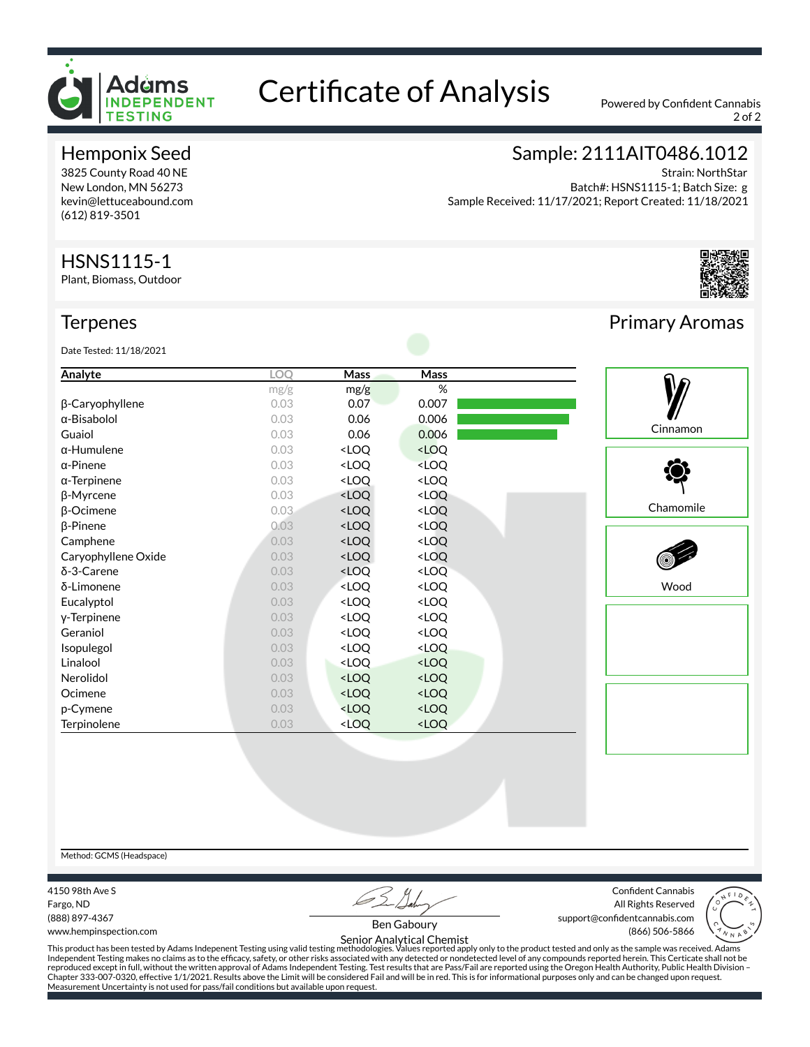# Certificate of Analysis

Powered by Confident Cannabis

## Hemponix Seed

3825 County Road 40 NE
New London, MN 56273
kevin@lettuceabound.com
(612) 819-3501

## Sample: 2111AIT0486.1012

Strain: NorthStar
Batch#: HSNS1115-1; Batch Size: g
Sample Received: 11/17/2021; Report Created: 11/18/2021

## HSNS1115-1

Plant, Biomass, Outdoor

## Terpenes

Date Tested: 11/18/2021

| Analyte | LOQ | Mass | Mass |
|---|---|---|---|
| | mg/g | mg/g | % |
| β-Caryophyllene | 0.03 | 0.07 | 0.007 |
| α-Bisabolol | 0.03 | 0.06 | 0.006 |
| Guaiol | 0.03 | 0.06 | 0.006 |
| α-Humulene | 0.03 | <LOQ | <LOQ |
| α-Pinene | 0.03 | <LOQ | <LOQ |
| α-Terpinene | 0.03 | <LOQ | <LOQ |
| β-Myrcene | 0.03 | <LOQ | <LOQ |
| β-Ocimene | 0.03 | <LOQ | <LOQ |
| β-Pinene | 0.03 | <LOQ | <LOQ |
| Camphene | 0.03 | <LOQ | <LOQ |
| Caryophyllene Oxide | 0.03 | <LOQ | <LOQ |
| δ-3-Carene | 0.03 | <LOQ | <LOQ |
| δ-Limonene | 0.03 | <LOQ | <LOQ |
| Eucalyptol | 0.03 | <LOQ | <LOQ |
| γ-Terpinene | 0.03 | <LOQ | <LOQ |
| Geraniol | 0.03 | <LOQ | <LOQ |
| Isopulegol | 0.03 | <LOQ | <LOQ |
| Linalool | 0.03 | <LOQ | <LOQ |
| Nerolidol | 0.03 | <LOQ | <LOQ |
| Ocimene | 0.03 | <LOQ | <LOQ |
| p-Cymene | 0.03 | <LOQ | <LOQ |
| Terpinolene | 0.03 | <LOQ | <LOQ |

## Primary Aromas

Cinnamon

Chamomile

Wood

Method: GCMS (Headspace)

4150 98th Ave S
Fargo, ND
(888) 897-4367
www.hempinspection.com

Ben Gaboury
Senior Analytical Chemist

Confident Cannabis
All Rights Reserved
support@confidentcannabis.com
(866) 506-5866

This product has been tested by Adams Indepenent Testing using valid testing methodologies. Values reported apply only to the product tested and only as the sample was received. Adams Independent Testing makes no claims as to the efficacy, safety, or other risks associated with any detected or nondetected level of any compounds reported herein. This Certicate shall not be reproduced except in full, without the written approval of Adams Independent Testing. Test results that are Pass/Fail are reported using the Oregon Health Authority, Public Health Division – Chapter 333-007-0320, effective 1/1/2021. Results above the Limit will be considered Fail and will be in red. This is for informational purposes only and can be changed upon request. Measurement Uncertainty is not used for pass/fail conditions but available upon request.